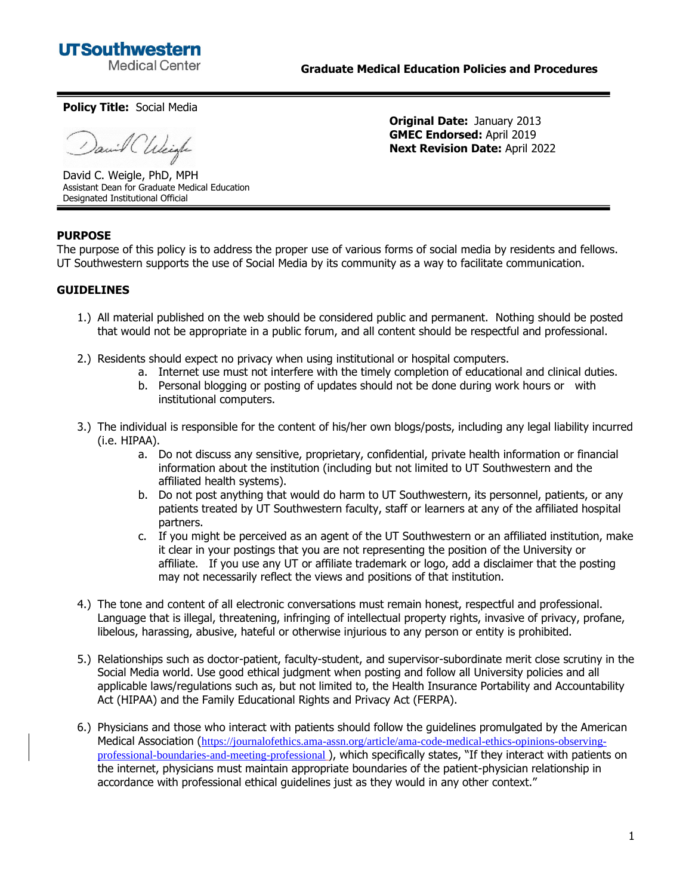UTSouthwestern Medical Center

**Graduate Medical Education Policies and Procedures**

**Policy Title:** Social Media

David C. Weigle, PhD, MPH
Assistant Dean for Graduate Medical Education
Designated Institutional Official

**Original Date:** January 2013
**GMEC Endorsed:** April 2019
**Next Revision Date:** April 2022

## PURPOSE

The purpose of this policy is to address the proper use of various forms of social media by residents and fellows. UT Southwestern supports the use of Social Media by its community as a way to facilitate communication.

## GUIDELINES

1.) All material published on the web should be considered public and permanent. Nothing should be posted that would not be appropriate in a public forum, and all content should be respectful and professional.

2.) Residents should expect no privacy when using institutional or hospital computers.
   a. Internet use must not interfere with the timely completion of educational and clinical duties.
   b. Personal blogging or posting of updates should not be done during work hours or with institutional computers.

3.) The individual is responsible for the content of his/her own blogs/posts, including any legal liability incurred (i.e. HIPAA).
   a. Do not discuss any sensitive, proprietary, confidential, private health information or financial information about the institution (including but not limited to UT Southwestern and the affiliated health systems).
   b. Do not post anything that would do harm to UT Southwestern, its personnel, patients, or any patients treated by UT Southwestern faculty, staff or learners at any of the affiliated hospital partners.
   c. If you might be perceived as an agent of the UT Southwestern or an affiliated institution, make it clear in your postings that you are not representing the position of the University or affiliate. If you use any UT or affiliate trademark or logo, add a disclaimer that the posting may not necessarily reflect the views and positions of that institution.

4.) The tone and content of all electronic conversations must remain honest, respectful and professional. Language that is illegal, threatening, infringing of intellectual property rights, invasive of privacy, profane, libelous, harassing, abusive, hateful or otherwise injurious to any person or entity is prohibited.

5.) Relationships such as doctor-patient, faculty-student, and supervisor-subordinate merit close scrutiny in the Social Media world. Use good ethical judgment when posting and follow all University policies and all applicable laws/regulations such as, but not limited to, the Health Insurance Portability and Accountability Act (HIPAA) and the Family Educational Rights and Privacy Act (FERPA).

6.) Physicians and those who interact with patients should follow the guidelines promulgated by the American Medical Association (https://journalofethics.ama-assn.org/article/ama-code-medical-ethics-opinions-observing-professional-boundaries-and-meeting-professional ), which specifically states, "If they interact with patients on the internet, physicians must maintain appropriate boundaries of the patient-physician relationship in accordance with professional ethical guidelines just as they would in any other context."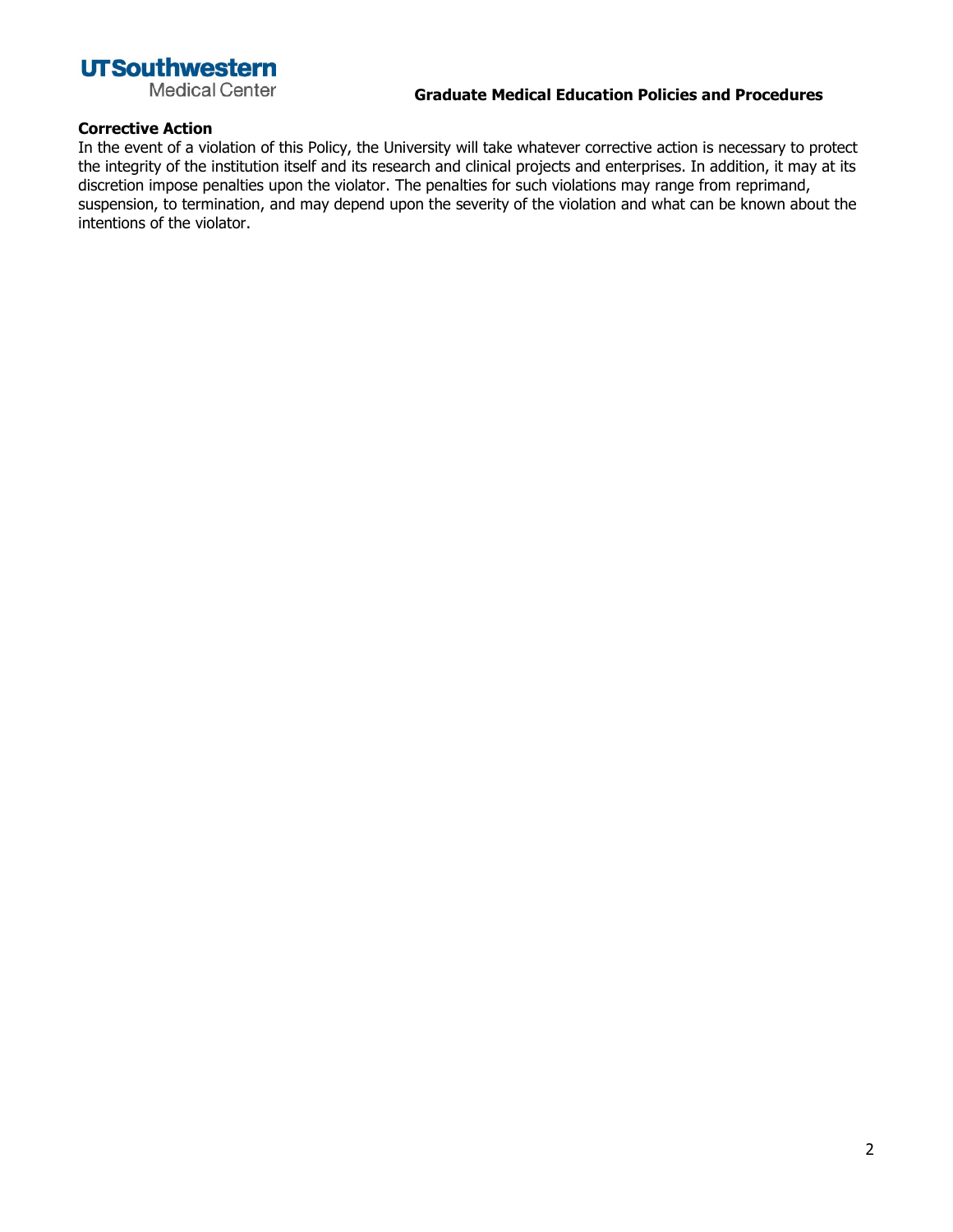**Corrective Action**

In the event of a violation of this Policy, the University will take whatever corrective action is necessary to protect the integrity of the institution itself and its research and clinical projects and enterprises. In addition, it may at its discretion impose penalties upon the violator. The penalties for such violations may range from reprimand, suspension, to termination, and may depend upon the severity of the violation and what can be known about the intentions of the violator.